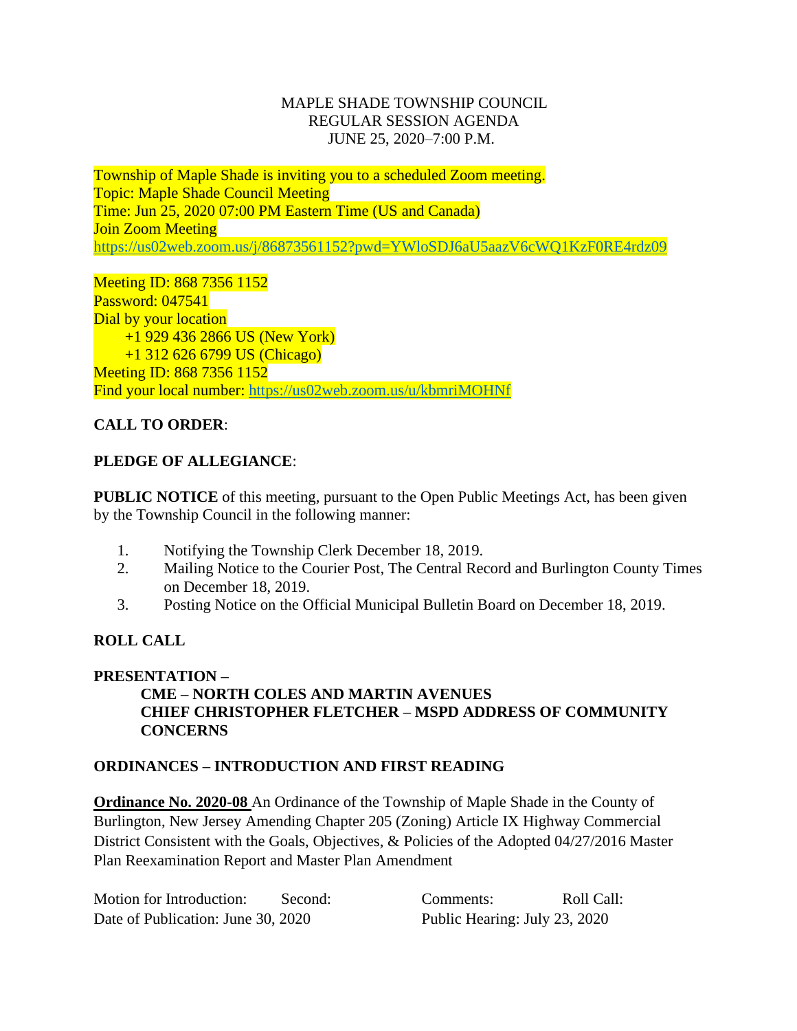MAPLE SHADE TOWNSHIP COUNCIL
REGULAR SESSION AGENDA
JUNE 25, 2020–7:00 P.M.

Township of Maple Shade is inviting you to a scheduled Zoom meeting.
Topic: Maple Shade Council Meeting
Time: Jun 25, 2020 07:00 PM Eastern Time (US and Canada)
Join Zoom Meeting
https://us02web.zoom.us/j/86873561152?pwd=YWloSDJ6aU5aazV6cWQ1KzF0RE4rdz09

Meeting ID: 868 7356 1152
Password: 047541
Dial by your location
+1 929 436 2866 US (New York)
+1 312 626 6799 US (Chicago)
Meeting ID: 868 7356 1152
Find your local number: https://us02web.zoom.us/u/kbmriMOHNf

**CALL TO ORDER**:

**PLEDGE OF ALLEGIANCE**:

**PUBLIC NOTICE** of this meeting, pursuant to the Open Public Meetings Act, has been given by the Township Council in the following manner:

1. Notifying the Township Clerk December 18, 2019.
2. Mailing Notice to the Courier Post, The Central Record and Burlington County Times on December 18, 2019.
3. Posting Notice on the Official Municipal Bulletin Board on December 18, 2019.

**ROLL CALL**

**PRESENTATION –**
**CME – NORTH COLES AND MARTIN AVENUES**
**CHIEF CHRISTOPHER FLETCHER – MSPD ADDRESS OF COMMUNITY CONCERNS**

**ORDINANCES – INTRODUCTION AND FIRST READING**

**Ordinance No. 2020-08** An Ordinance of the Township of Maple Shade in the County of Burlington, New Jersey Amending Chapter 205 (Zoning) Article IX Highway Commercial District Consistent with the Goals, Objectives, & Policies of the Adopted 04/27/2016 Master Plan Reexamination Report and Master Plan Amendment

Motion for Introduction: Second: Comments: Roll Call:
Date of Publication: June 30, 2020 Public Hearing: July 23, 2020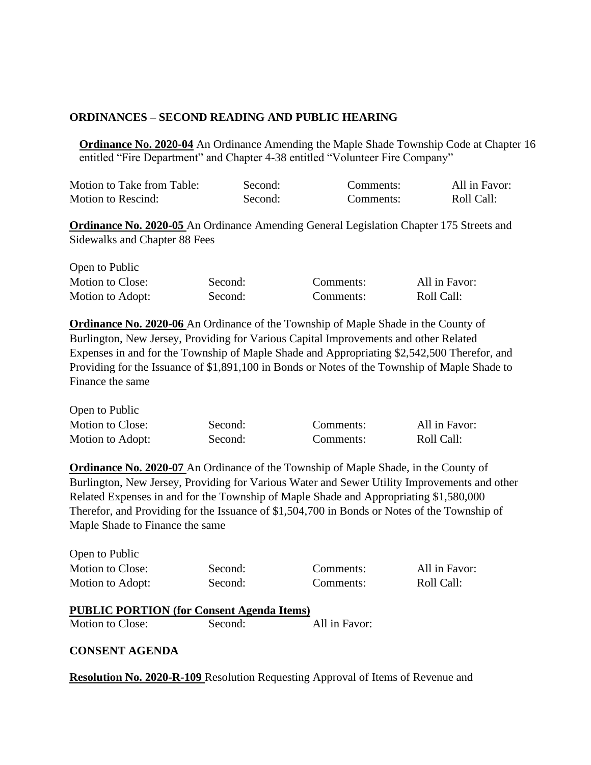## ORDINANCES – SECOND READING AND PUBLIC HEARING

**Ordinance No. 2020-04** An Ordinance Amending the Maple Shade Township Code at Chapter 16 entitled "Fire Department" and Chapter 4-38 entitled "Volunteer Fire Company"

| Motion to Take from Table: | Second: | Comments: | All in Favor: |
|---|---|---|---|
| Motion to Rescind: | Second: | Comments: | Roll Call: |

**Ordinance No. 2020-05** An Ordinance Amending General Legislation Chapter 175 Streets and Sidewalks and Chapter 88 Fees

Open to Public

| Motion to Close: | Second: | Comments: | All in Favor: |
|---|---|---|---|
| Motion to Adopt: | Second: | Comments: | Roll Call: |

**Ordinance No. 2020-06** An Ordinance of the Township of Maple Shade in the County of Burlington, New Jersey, Providing for Various Capital Improvements and other Related Expenses in and for the Township of Maple Shade and Appropriating $2,542,500 Therefor, and Providing for the Issuance of $1,891,100 in Bonds or Notes of the Township of Maple Shade to Finance the same

Open to Public

| Motion to Close: | Second: | Comments: | All in Favor: |
|---|---|---|---|
| Motion to Adopt: | Second: | Comments: | Roll Call: |

**Ordinance No. 2020-07** An Ordinance of the Township of Maple Shade, in the County of Burlington, New Jersey, Providing for Various Water and Sewer Utility Improvements and other Related Expenses in and for the Township of Maple Shade and Appropriating $1,580,000 Therefor, and Providing for the Issuance of $1,504,700 in Bonds or Notes of the Township of Maple Shade to Finance the same

Open to Public

| Motion to Close: | Second: | Comments: | All in Favor: |
|---|---|---|---|
| Motion to Adopt: | Second: | Comments: | Roll Call: |

**PUBLIC PORTION (for Consent Agenda Items)**

| Motion to Close: | Second: | All in Favor: |
|---|---|---|

## CONSENT AGENDA

**Resolution No. 2020-R-109** Resolution Requesting Approval of Items of Revenue and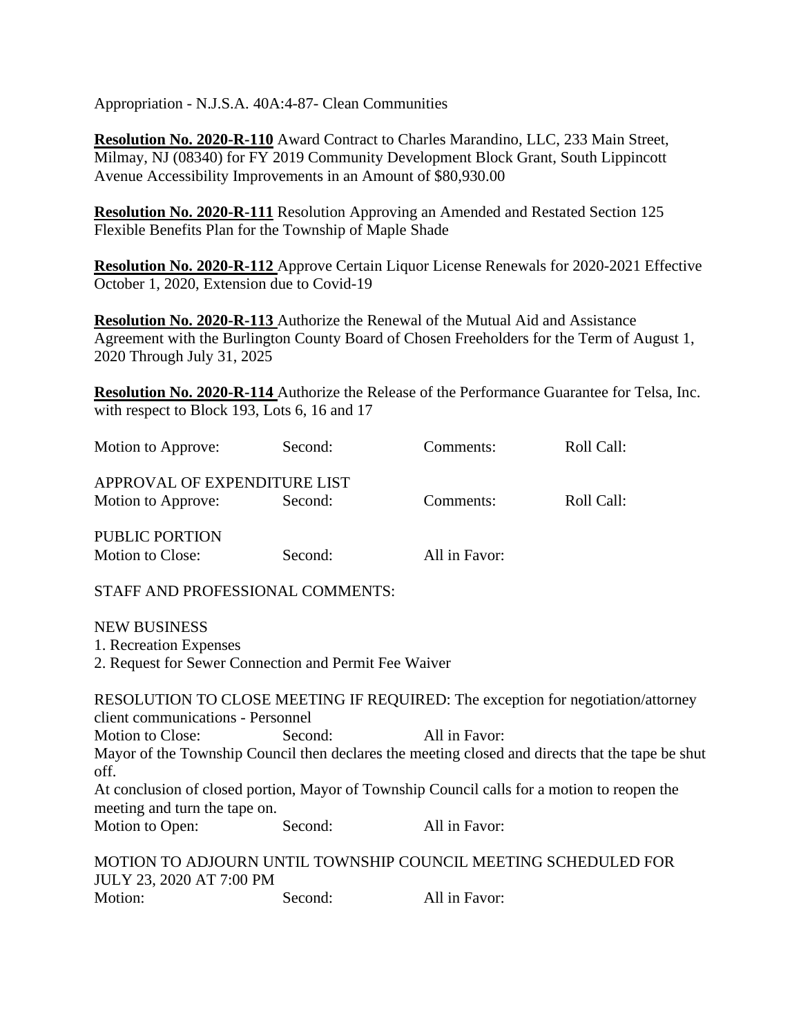Appropriation - N.J.S.A. 40A:4-87- Clean Communities

**Resolution No. 2020-R-110** Award Contract to Charles Marandino, LLC, 233 Main Street, Milmay, NJ (08340) for FY 2019 Community Development Block Grant, South Lippincott Avenue Accessibility Improvements in an Amount of $80,930.00

**Resolution No. 2020-R-111** Resolution Approving an Amended and Restated Section 125 Flexible Benefits Plan for the Township of Maple Shade

**Resolution No. 2020-R-112** Approve Certain Liquor License Renewals for 2020-2021 Effective October 1, 2020, Extension due to Covid-19

**Resolution No. 2020-R-113** Authorize the Renewal of the Mutual Aid and Assistance Agreement with the Burlington County Board of Chosen Freeholders for the Term of August 1, 2020 Through July 31, 2025

**Resolution No. 2020-R-114** Authorize the Release of the Performance Guarantee for Telsa, Inc. with respect to Block 193, Lots 6, 16 and 17

Motion to Approve: Second: Comments: Roll Call:

APPROVAL OF EXPENDITURE LIST
Motion to Approve: Second: Comments: Roll Call:

PUBLIC PORTION
Motion to Close: Second: All in Favor:

STAFF AND PROFESSIONAL COMMENTS:

NEW BUSINESS
1. Recreation Expenses
2. Request for Sewer Connection and Permit Fee Waiver

RESOLUTION TO CLOSE MEETING IF REQUIRED: The exception for negotiation/attorney client communications - Personnel
Motion to Close: Second: All in Favor:
Mayor of the Township Council then declares the meeting closed and directs that the tape be shut off.
At conclusion of closed portion, Mayor of Township Council calls for a motion to reopen the meeting and turn the tape on.
Motion to Open: Second: All in Favor:

MOTION TO ADJOURN UNTIL TOWNSHIP COUNCIL MEETING SCHEDULED FOR JULY 23, 2020 AT 7:00 PM
Motion: Second: All in Favor: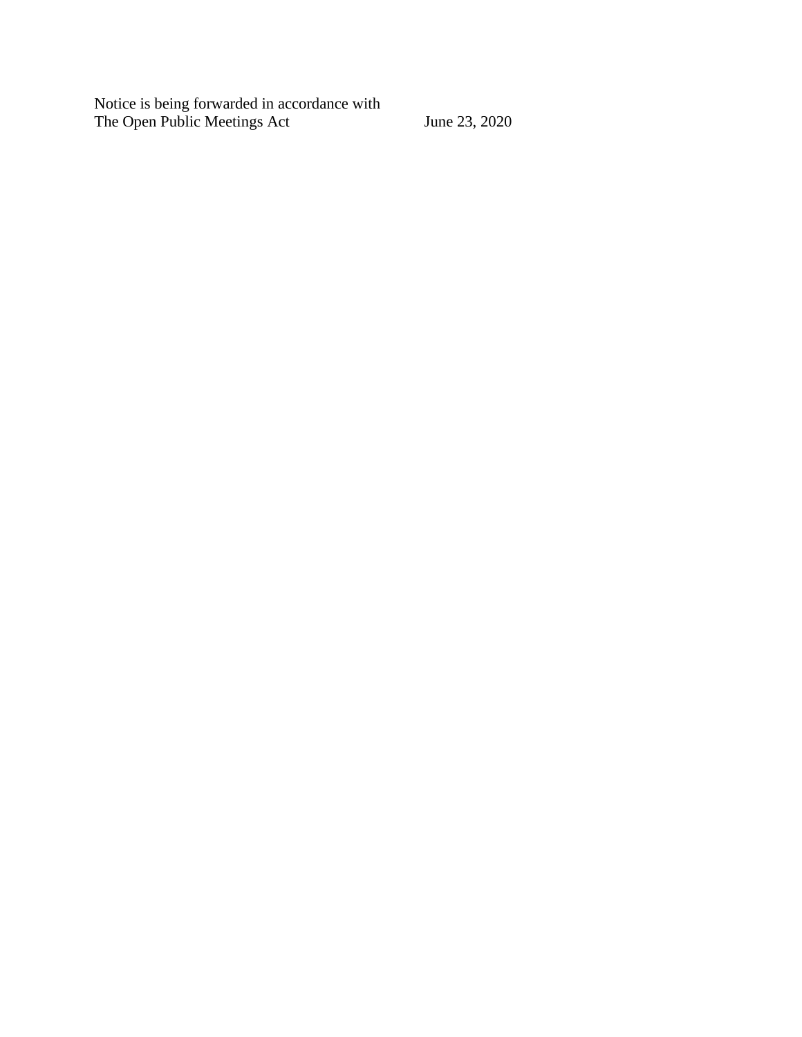Notice is being forwarded in accordance with
The Open Public Meetings Act June 23, 2020